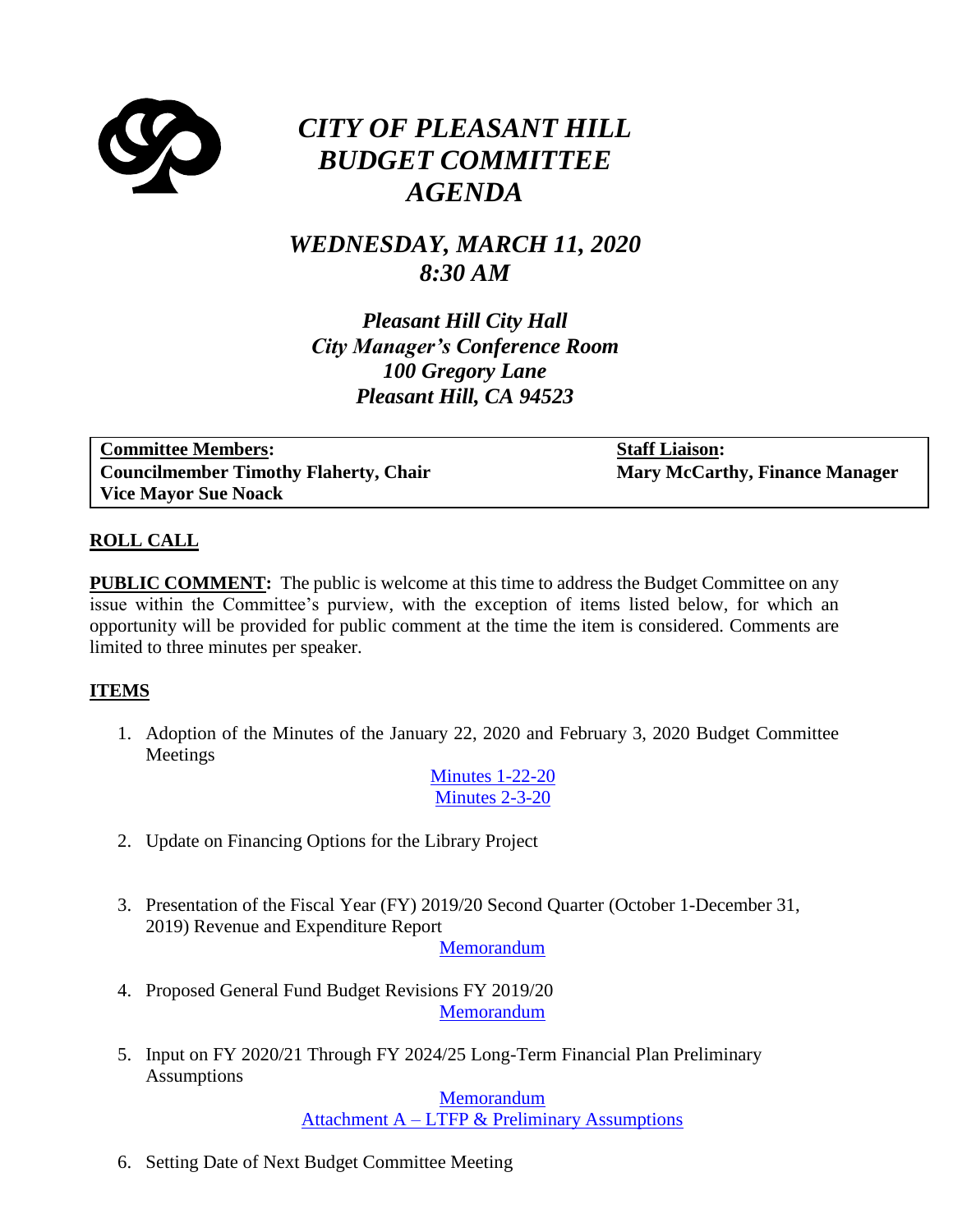# *CITY OF PLEASANT HILL BUDGET COMMITTEE AGENDA*

## *WEDNESDAY, MARCH 11, 2020*
## *8:30 AM*

***Pleasant Hill City Hall***
***City Manager's Conference Room***
***100 Gregory Lane***
***Pleasant Hill, CA 94523***

| **Committee Members:** | **Staff Liaison:** |
|---|---|
| **Councilmember Timothy Flaherty, Chair** | **Mary McCarthy, Finance Manager** |
| **Vice Mayor Sue Noack** | |

**ROLL CALL**

**PUBLIC COMMENT:** The public is welcome at this time to address the Budget Committee on any issue within the Committee's purview, with the exception of items listed below, for which an opportunity will be provided for public comment at the time the item is considered. Comments are limited to three minutes per speaker.

**ITEMS**

1. Adoption of the Minutes of the January 22, 2020 and February 3, 2020 Budget Committee Meetings

   Minutes 1-22-20
   Minutes 2-3-20

2. Update on Financing Options for the Library Project

3. Presentation of the Fiscal Year (FY) 2019/20 Second Quarter (October 1-December 31, 2019) Revenue and Expenditure Report

   Memorandum

4. Proposed General Fund Budget Revisions FY 2019/20

   Memorandum

5. Input on FY 2020/21 Through FY 2024/25 Long-Term Financial Plan Preliminary Assumptions

   Memorandum
   Attachment A – LTFP & Preliminary Assumptions

6. Setting Date of Next Budget Committee Meeting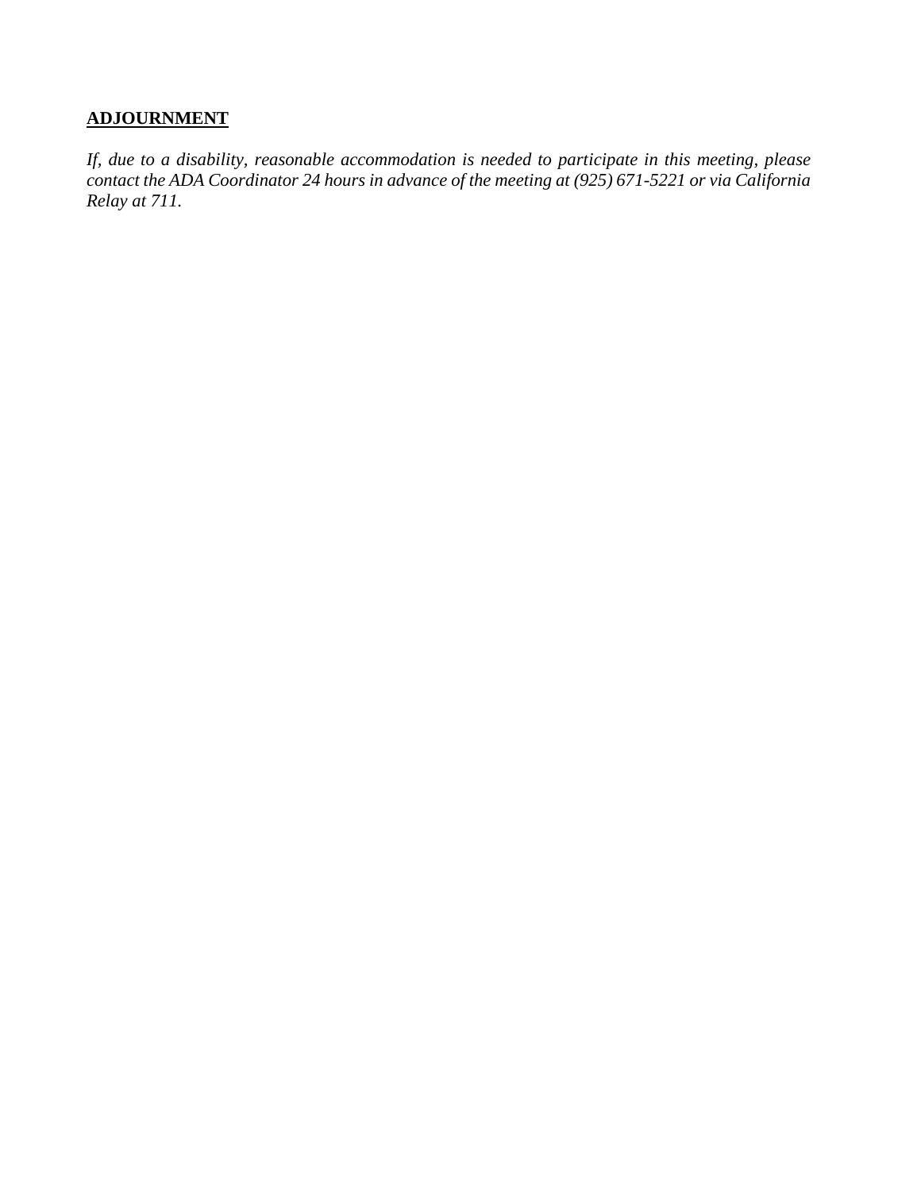**ADJOURNMENT**

*If, due to a disability, reasonable accommodation is needed to participate in this meeting, please contact the ADA Coordinator 24 hours in advance of the meeting at (925) 671-5221 or via California Relay at 711.*